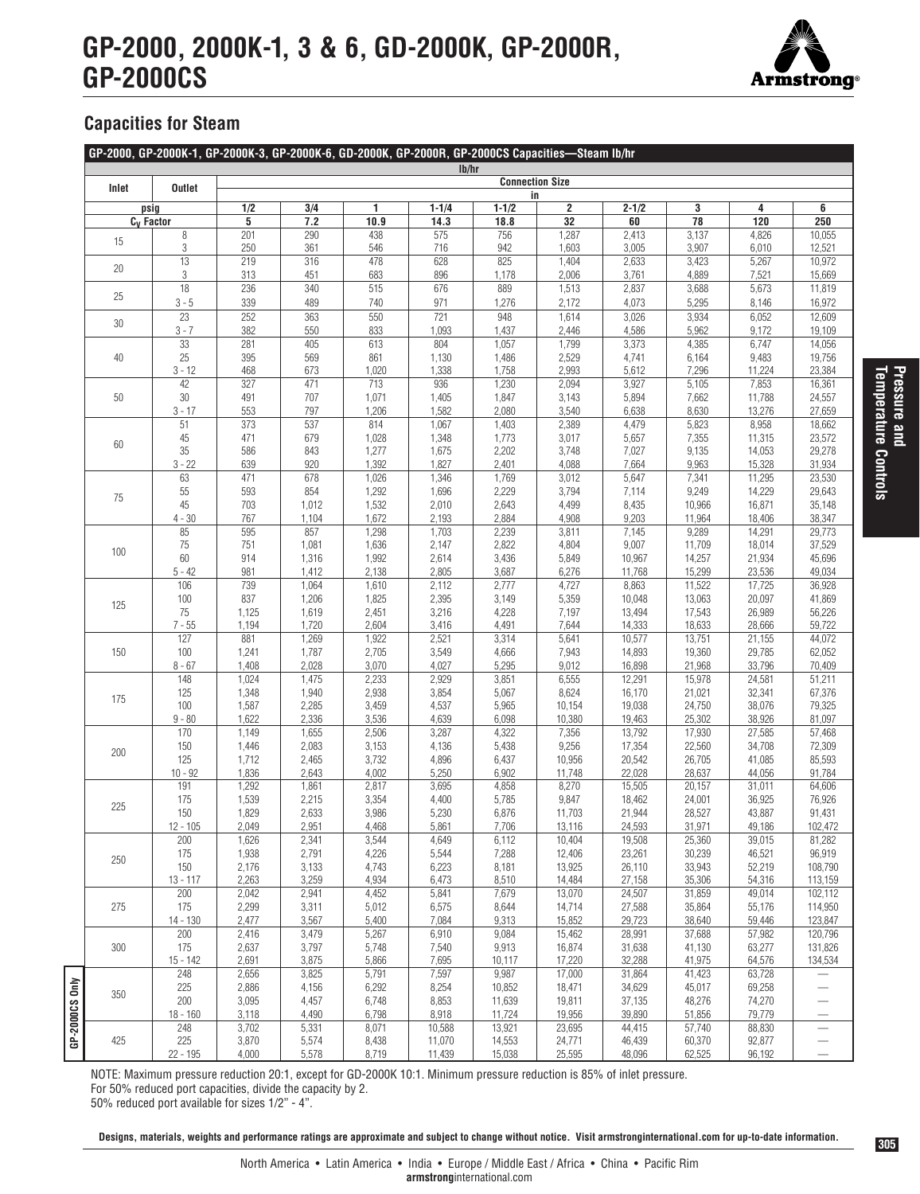# GP-2000, 2000K-1, 3 & 6, GD-2000K, GP-2000R, GP-2000CS

## Capacities for Steam

| GP-2000, GP-2000K-1, GP-2000K-3, GP-2000K-6, GD-2000K, GP-2000R, GP-2000CS Capacities—Steam lb/hr | | | | | | | | | | | |
|---|---|---|---|---|---|---|---|---|---|---|---|
| | | lb/hr | | | | | | | | | |
| Inlet | Outlet | Connection Size in | | | | | | | | | |
| psig | | 1/2 | 3/4 | 1 | 1-1/4 | 1-1/2 | 2 | 2-1/2 | 3 | 4 | 6 |
| $C_V$ Factor | | 5 | 7.2 | 10.9 | 14.3 | 18.8 | 32 | 60 | 78 | 120 | 250 |
| 15 | 8 | 201 | 290 | 438 | 575 | 756 | 1,287 | 2,413 | 3,137 | 4,826 | 10,055 |
| | 3 | 250 | 361 | 546 | 716 | 942 | 1,603 | 3,005 | 3,907 | 6,010 | 12,521 |
| 20 | 13 | 219 | 316 | 478 | 628 | 825 | 1,404 | 2,633 | 3,423 | 5,267 | 10,972 |
| | 3 | 313 | 451 | 683 | 896 | 1,178 | 2,006 | 3,761 | 4,889 | 7,521 | 15,669 |
| 25 | 18 | 236 | 340 | 515 | 676 | 889 | 1,513 | 2,837 | 3,688 | 5,673 | 11,819 |
| | 3 - 5 | 339 | 489 | 740 | 971 | 1,276 | 2,172 | 4,073 | 5,295 | 8,146 | 16,972 |
| 30 | 23 | 252 | 363 | 550 | 721 | 948 | 1,614 | 3,026 | 3,934 | 6,052 | 12,609 |
| | 3 - 7 | 382 | 550 | 833 | 1,093 | 1,437 | 2,446 | 4,586 | 5,962 | 9,172 | 19,109 |
| 40 | 33 | 281 | 405 | 613 | 804 | 1,057 | 1,799 | 3,373 | 4,385 | 6,747 | 14,056 |
| | 25 | 395 | 569 | 861 | 1,130 | 1,486 | 2,529 | 4,741 | 6,164 | 9,483 | 19,756 |
| | 3 - 12 | 468 | 673 | 1,020 | 1,338 | 1,758 | 2,993 | 5,612 | 7,296 | 11,224 | 23,384 |
| 50 | 42 | 327 | 471 | 713 | 936 | 1,230 | 2,094 | 3,927 | 5,105 | 7,853 | 16,361 |
| | 30 | 491 | 707 | 1,071 | 1,405 | 1,847 | 3,143 | 5,894 | 7,662 | 11,788 | 24,557 |
| | 3 - 17 | 553 | 797 | 1,206 | 1,582 | 2,080 | 3,540 | 6,638 | 8,630 | 13,276 | 27,659 |
| 60 | 51 | 373 | 537 | 814 | 1,067 | 1,403 | 2,389 | 4,479 | 5,823 | 8,958 | 18,662 |
| | 45 | 471 | 679 | 1,028 | 1,348 | 1,773 | 3,017 | 5,657 | 7,355 | 11,315 | 23,572 |
| | 35 | 586 | 843 | 1,277 | 1,675 | 2,202 | 3,748 | 7,027 | 9,135 | 14,053 | 29,278 |
| | 3 - 22 | 639 | 920 | 1,392 | 1,827 | 2,401 | 4,088 | 7,664 | 9,963 | 15,328 | 31,934 |
| 75 | 63 | 471 | 678 | 1,026 | 1,346 | 1,769 | 3,012 | 5,647 | 7,341 | 11,295 | 23,530 |
| | 55 | 593 | 854 | 1,292 | 1,696 | 2,229 | 3,794 | 7,114 | 9,249 | 14,229 | 29,643 |
| | 45 | 703 | 1,012 | 1,532 | 2,010 | 2,643 | 4,499 | 8,435 | 10,966 | 16,871 | 35,148 |
| | 4 - 30 | 767 | 1,104 | 1,672 | 2,193 | 2,884 | 4,908 | 9,203 | 11,964 | 18,406 | 38,347 |
| 100 | 85 | 595 | 857 | 1,298 | 1,703 | 2,239 | 3,811 | 7,145 | 9,289 | 14,291 | 29,773 |
| | 75 | 751 | 1,081 | 1,636 | 2,147 | 2,822 | 4,804 | 9,007 | 11,709 | 18,014 | 37,529 |
| | 60 | 914 | 1,316 | 1,992 | 2,614 | 3,436 | 5,849 | 10,967 | 14,257 | 21,934 | 45,696 |
| | 5 - 42 | 981 | 1,412 | 2,138 | 2,805 | 3,687 | 6,276 | 11,768 | 15,299 | 23,536 | 49,034 |
| 125 | 106 | 739 | 1,064 | 1,610 | 2,112 | 2,777 | 4,727 | 8,863 | 11,522 | 17,725 | 36,928 |
| | 100 | 837 | 1,206 | 1,825 | 2,395 | 3,149 | 5,359 | 10,048 | 13,063 | 20,097 | 41,869 |
| | 75 | 1,125 | 1,619 | 2,451 | 3,216 | 4,228 | 7,197 | 13,494 | 17,543 | 26,989 | 56,226 |
| | 7 - 55 | 1,194 | 1,720 | 2,604 | 3,416 | 4,491 | 7,644 | 14,333 | 18,633 | 28,666 | 59,722 |
| 150 | 127 | 881 | 1,269 | 1,922 | 2,521 | 3,314 | 5,641 | 10,577 | 13,751 | 21,155 | 44,072 |
| | 100 | 1,241 | 1,787 | 2,705 | 3,549 | 4,666 | 7,943 | 14,893 | 19,360 | 29,785 | 62,052 |
| | 8 - 67 | 1,408 | 2,028 | 3,070 | 4,027 | 5,295 | 9,012 | 16,898 | 21,968 | 33,796 | 70,409 |
| 175 | 148 | 1,024 | 1,475 | 2,233 | 2,929 | 3,851 | 6,555 | 12,291 | 15,978 | 24,581 | 51,211 |
| | 125 | 1,348 | 1,940 | 2,938 | 3,854 | 5,067 | 8,624 | 16,170 | 21,021 | 32,341 | 67,376 |
| | 100 | 1,587 | 2,285 | 3,459 | 4,537 | 5,965 | 10,154 | 19,038 | 24,750 | 38,076 | 79,325 |
| | 9 - 80 | 1,622 | 2,336 | 3,536 | 4,639 | 6,098 | 10,380 | 19,463 | 25,302 | 38,926 | 81,097 |
| 200 | 170 | 1,149 | 1,655 | 2,506 | 3,287 | 4,322 | 7,356 | 13,792 | 17,930 | 27,585 | 57,468 |
| | 150 | 1,446 | 2,083 | 3,153 | 4,136 | 5,438 | 9,256 | 17,354 | 22,560 | 34,708 | 72,309 |
| | 125 | 1,712 | 2,465 | 3,732 | 4,896 | 6,437 | 10,956 | 20,542 | 26,705 | 41,085 | 85,593 |
| | 10 - 92 | 1,836 | 2,643 | 4,002 | 5,250 | 6,902 | 11,748 | 22,028 | 28,637 | 44,056 | 91,784 |
| 225 | 191 | 1,292 | 1,861 | 2,817 | 3,695 | 4,858 | 8,270 | 15,505 | 20,157 | 31,011 | 64,606 |
| | 175 | 1,539 | 2,215 | 3,354 | 4,400 | 5,785 | 9,847 | 18,462 | 24,001 | 36,925 | 76,926 |
| | 150 | 1,829 | 2,633 | 3,986 | 5,230 | 6,876 | 11,703 | 21,944 | 28,527 | 43,887 | 91,431 |
| | 12 - 105 | 2,049 | 2,951 | 4,468 | 5,861 | 7,706 | 13,116 | 24,593 | 31,971 | 49,186 | 102,472 |
| 250 | 200 | 1,626 | 2,341 | 3,544 | 4,649 | 6,112 | 10,404 | 19,508 | 25,360 | 39,015 | 81,282 |
| | 175 | 1,938 | 2,791 | 4,226 | 5,544 | 7,288 | 12,406 | 23,261 | 30,239 | 46,521 | 96,919 |
| | 150 | 2,176 | 3,133 | 4,743 | 6,223 | 8,181 | 13,925 | 26,110 | 33,943 | 52,219 | 108,790 |
| | 13 - 117 | 2,263 | 3,259 | 4,934 | 6,473 | 8,510 | 14,484 | 27,158 | 35,306 | 54,316 | 113,159 |
| 275 | 200 | 2,042 | 2,941 | 4,452 | 5,841 | 7,679 | 13,070 | 24,507 | 31,859 | 49,014 | 102,112 |
| | 175 | 2,299 | 3,311 | 5,012 | 6,575 | 8,644 | 14,714 | 27,588 | 35,864 | 55,176 | 114,950 |
| | 14 - 130 | 2,477 | 3,567 | 5,400 | 7,084 | 9,313 | 15,852 | 29,723 | 38,640 | 59,446 | 123,847 |
| 300 | 200 | 2,416 | 3,479 | 5,267 | 6,910 | 9,084 | 15,462 | 28,991 | 37,688 | 57,982 | 120,796 |
| | 175 | 2,637 | 3,797 | 5,748 | 7,540 | 9,913 | 16,874 | 31,638 | 41,130 | 63,277 | 131,826 |
| | 15 - 142 | 2,691 | 3,875 | 5,866 | 7,695 | 10,117 | 17,220 | 32,288 | 41,975 | 64,576 | 134,534 |
| 350 (GP-2000CS Only) | 248 | 2,656 | 3,825 | 5,791 | 7,597 | 9,987 | 17,000 | 31,864 | 41,423 | 63,728 | — |
| | 225 | 2,886 | 4,156 | 6,292 | 8,254 | 10,852 | 18,471 | 34,629 | 45,017 | 69,258 | — |
| | 200 | 3,095 | 4,457 | 6,748 | 8,853 | 11,639 | 19,811 | 37,135 | 48,276 | 74,270 | — |
| | 18 - 160 | 3,118 | 4,490 | 6,798 | 8,918 | 11,724 | 19,956 | 39,890 | 51,856 | 79,779 | — |
| 425 (GP-2000CS Only) | 248 | 3,702 | 5,331 | 8,071 | 10,588 | 13,921 | 23,695 | 44,415 | 57,740 | 88,830 | — |
| | 225 | 3,870 | 5,574 | 8,438 | 11,070 | 14,553 | 24,771 | 46,439 | 60,370 | 92,877 | — |
| | 22 - 195 | 4,000 | 5,578 | 8,719 | 11,439 | 15,038 | 25,595 | 48,096 | 62,525 | 96,192 | — |

NOTE: Maximum pressure reduction 20:1, except for GD-2000K 10:1. Minimum pressure reduction is 85% of inlet pressure.
For 50% reduced port capacities, divide the capacity by 2.
50% reduced port available for sizes 1/2" - 4".

**Designs, materials, weights and performance ratings are approximate and subject to change without notice. Visit armstronginternational.com for up-to-date information.**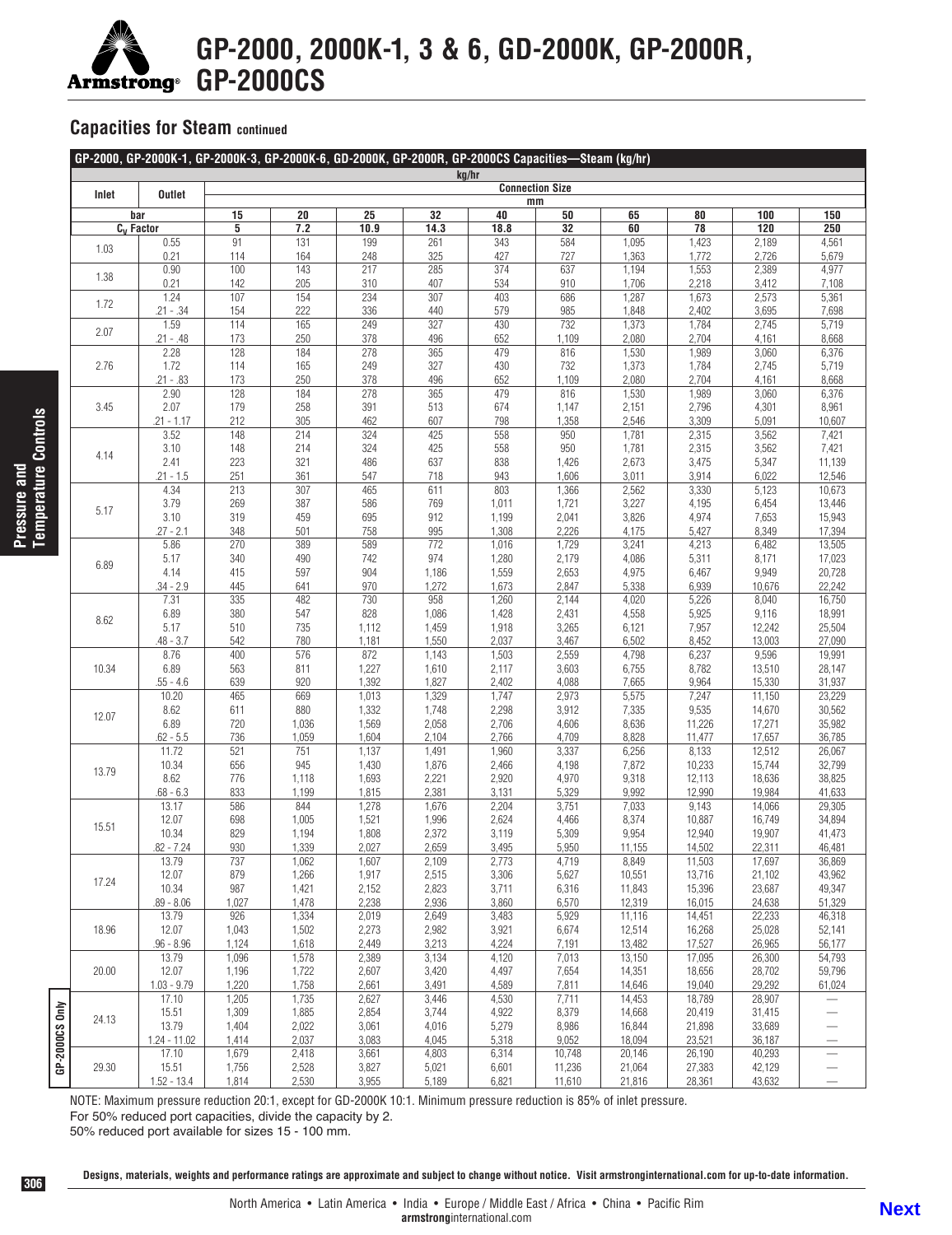# GP-2000, 2000K-1, 3 & 6, GD-2000K, GP-2000R, GP-2000CS

## Capacities for Steam continued

**GP-2000, GP-2000K-1, GP-2000K-3, GP-2000K-6, GD-2000K, GP-2000R, GP-2000CS Capacities—Steam (kg/hr)**

| Inlet | Outlet | kg/hr | | | | | | | | | |
|---|---|---|---|---|---|---|---|---|---|---|---|
| | | Connection Size mm | | | | | | | | | |
| bar | | 15 | 20 | 25 | 32 | 40 | 50 | 65 | 80 | 100 | 150 |
| $C_V$ Factor | | 5 | 7.2 | 10.9 | 14.3 | 18.8 | 32 | 60 | 78 | 120 | 250 |
| 1.03 | 0.55 | 91 | 131 | 199 | 261 | 343 | 584 | 1,095 | 1,423 | 2,189 | 4,561 |
| | 0.21 | 114 | 164 | 248 | 325 | 427 | 727 | 1,363 | 1,772 | 2,726 | 5,679 |
| 1.38 | 0.90 | 100 | 143 | 217 | 285 | 374 | 637 | 1,194 | 1,553 | 2,389 | 4,977 |
| | 0.21 | 142 | 205 | 310 | 407 | 534 | 910 | 1,706 | 2,218 | 3,412 | 7,108 |
| 1.72 | 1.24 | 107 | 154 | 234 | 307 | 403 | 686 | 1,287 | 1,673 | 2,573 | 5,361 |
| | .21 - .34 | 154 | 222 | 336 | 440 | 579 | 985 | 1,848 | 2,402 | 3,695 | 7,698 |
| 2.07 | 1.59 | 114 | 165 | 249 | 327 | 430 | 732 | 1,373 | 1,784 | 2,745 | 5,719 |
| | .21 - .48 | 173 | 250 | 378 | 496 | 652 | 1,109 | 2,080 | 2,704 | 4,161 | 8,668 |
| 2.76 | 2.28 | 128 | 184 | 278 | 365 | 479 | 816 | 1,530 | 1,989 | 3,060 | 6,376 |
| | 1.72 | 114 | 165 | 249 | 327 | 430 | 732 | 1,373 | 1,784 | 2,745 | 5,719 |
| | .21 - .83 | 173 | 250 | 378 | 496 | 652 | 1,109 | 2,080 | 2,704 | 4,161 | 8,668 |
| 3.45 | 2.90 | 128 | 184 | 278 | 365 | 479 | 816 | 1,530 | 1,989 | 3,060 | 6,376 |
| | 2.07 | 179 | 258 | 391 | 513 | 674 | 1,147 | 2,151 | 2,796 | 4,301 | 8,961 |
| | .21 - 1.17 | 212 | 305 | 462 | 607 | 798 | 1,358 | 2,546 | 3,309 | 5,091 | 10,607 |
| 4.14 | 3.52 | 148 | 214 | 324 | 425 | 558 | 950 | 1,781 | 2,315 | 3,562 | 7,421 |
| | 3.10 | 148 | 214 | 324 | 425 | 558 | 950 | 1,781 | 2,315 | 3,562 | 7,421 |
| | 2.41 | 223 | 321 | 486 | 637 | 838 | 1,426 | 2,673 | 3,475 | 5,347 | 11,139 |
| | .21 - 1.5 | 251 | 361 | 547 | 718 | 943 | 1,606 | 3,011 | 3,914 | 6,022 | 12,546 |
| 5.17 | 4.34 | 213 | 307 | 465 | 611 | 803 | 1,366 | 2,562 | 3,330 | 5,123 | 10,673 |
| | 3.79 | 269 | 387 | 586 | 769 | 1,011 | 1,721 | 3,227 | 4,195 | 6,454 | 13,446 |
| | 3.10 | 319 | 459 | 695 | 912 | 1,199 | 2,041 | 3,826 | 4,974 | 7,653 | 15,943 |
| | .27 - 2.1 | 348 | 501 | 758 | 995 | 1,308 | 2,226 | 4,175 | 5,427 | 8,349 | 17,394 |
| 6.89 | 5.86 | 270 | 389 | 589 | 772 | 1,016 | 1,729 | 3,241 | 4,213 | 6,482 | 13,505 |
| | 5.17 | 340 | 490 | 742 | 974 | 1,280 | 2,179 | 4,086 | 5,311 | 8,171 | 17,023 |
| | 4.14 | 415 | 597 | 904 | 1,186 | 1,559 | 2,653 | 4,975 | 6,467 | 9,949 | 20,728 |
| | .34 - 2.9 | 445 | 641 | 970 | 1,272 | 1,673 | 2,847 | 5,338 | 6,939 | 10,676 | 22,242 |
| 8.62 | 7.31 | 335 | 482 | 730 | 958 | 1,260 | 2,144 | 4,020 | 5,226 | 8,040 | 16,750 |
| | 6.89 | 380 | 547 | 828 | 1,086 | 1,428 | 2,431 | 4,558 | 5,925 | 9,116 | 18,991 |
| | 5.17 | 510 | 735 | 1,112 | 1,459 | 1,918 | 3,265 | 6,121 | 7,957 | 12,242 | 25,504 |
| | .48 - 3.7 | 542 | 780 | 1,181 | 1,550 | 2,037 | 3,467 | 6,502 | 8,452 | 13,003 | 27,090 |
| 10.34 | 8.76 | 400 | 576 | 872 | 1,143 | 1,503 | 2,559 | 4,798 | 6,237 | 9,596 | 19,991 |
| | 6.89 | 563 | 811 | 1,227 | 1,610 | 2,117 | 3,603 | 6,755 | 8,782 | 13,510 | 28,147 |
| | .55 - 4.6 | 639 | 920 | 1,392 | 1,827 | 2,402 | 4,088 | 7,665 | 9,964 | 15,330 | 31,937 |
| 12.07 | 10.20 | 465 | 669 | 1,013 | 1,329 | 1,747 | 2,973 | 5,575 | 7,247 | 11,150 | 23,229 |
| | 8.62 | 611 | 880 | 1,332 | 1,748 | 2,298 | 3,912 | 7,335 | 9,535 | 14,670 | 30,562 |
| | 6.89 | 720 | 1,036 | 1,569 | 2,058 | 2,706 | 4,606 | 8,636 | 11,226 | 17,271 | 35,982 |
| | .62 - 5.5 | 736 | 1,059 | 1,604 | 2,104 | 2,766 | 4,709 | 8,828 | 11,477 | 17,657 | 36,785 |
| 13.79 | 11.72 | 521 | 751 | 1,137 | 1,491 | 1,960 | 3,337 | 6,256 | 8,133 | 12,512 | 26,067 |
| | 10.34 | 656 | 945 | 1,430 | 1,876 | 2,466 | 4,198 | 7,872 | 10,233 | 15,744 | 32,799 |
| | 8.62 | 776 | 1,118 | 1,693 | 2,221 | 2,920 | 4,970 | 9,318 | 12,113 | 18,636 | 38,825 |
| | .68 - 6.3 | 833 | 1,199 | 1,815 | 2,381 | 3,131 | 5,329 | 9,992 | 12,990 | 19,984 | 41,633 |
| 15.51 | 13.17 | 586 | 844 | 1,278 | 1,676 | 2,204 | 3,751 | 7,033 | 9,143 | 14,066 | 29,305 |
| | 12.07 | 698 | 1,005 | 1,521 | 1,996 | 2,624 | 4,466 | 8,374 | 10,887 | 16,749 | 34,894 |
| | 10.34 | 829 | 1,194 | 1,808 | 2,372 | 3,119 | 5,309 | 9,954 | 12,940 | 19,907 | 41,473 |
| | .82 - 7.24 | 930 | 1,339 | 2,027 | 2,659 | 3,495 | 5,950 | 11,155 | 14,502 | 22,311 | 46,481 |
| 17.24 | 13.79 | 737 | 1,062 | 1,607 | 2,109 | 2,773 | 4,719 | 8,849 | 11,503 | 17,697 | 36,869 |
| | 12.07 | 879 | 1,266 | 1,917 | 2,515 | 3,306 | 5,627 | 10,551 | 13,716 | 21,102 | 43,962 |
| | 10.34 | 987 | 1,421 | 2,152 | 2,823 | 3,711 | 6,316 | 11,843 | 15,396 | 23,687 | 49,347 |
| | .89 - 8.06 | 1,027 | 1,478 | 2,238 | 2,936 | 3,860 | 6,570 | 12,319 | 16,015 | 24,638 | 51,329 |
| 18.96 | 13.79 | 926 | 1,334 | 2,019 | 2,649 | 3,483 | 5,929 | 11,116 | 14,451 | 22,233 | 46,318 |
| | 12.07 | 1,043 | 1,502 | 2,273 | 2,982 | 3,921 | 6,674 | 12,514 | 16,268 | 25,028 | 52,141 |
| | .96 - 8.96 | 1,124 | 1,618 | 2,449 | 3,213 | 4,224 | 7,191 | 13,482 | 17,527 | 26,965 | 56,177 |
| 20.00 | 13.79 | 1,096 | 1,578 | 2,389 | 3,134 | 4,120 | 7,013 | 13,150 | 17,095 | 26,300 | 54,793 |
| | 12.07 | 1,196 | 1,722 | 2,607 | 3,420 | 4,497 | 7,654 | 14,351 | 18,656 | 28,702 | 59,796 |
| | 1.03 - 9.79 | 1,220 | 1,758 | 2,661 | 3,491 | 4,589 | 7,811 | 14,646 | 19,040 | 29,292 | 61,024 |
| 24.13 (GP-2000CS Only) | 17.10 | 1,205 | 1,735 | 2,627 | 3,446 | 4,530 | 7,711 | 14,453 | 18,789 | 28,907 | — |
| | 15.51 | 1,309 | 1,885 | 2,854 | 3,744 | 4,922 | 8,379 | 14,668 | 20,419 | 31,415 | — |
| | 13.79 | 1,404 | 2,022 | 3,061 | 4,016 | 5,279 | 8,986 | 16,844 | 21,898 | 33,689 | — |
| | 1.24 - 11.02 | 1,414 | 2,037 | 3,083 | 4,045 | 5,318 | 9,052 | 18,094 | 23,521 | 36,187 | — |
| 29.30 (GP-2000CS Only) | 17.10 | 1,679 | 2,418 | 3,661 | 4,803 | 6,314 | 10,748 | 20,146 | 26,190 | 40,293 | — |
| | 15.51 | 1,756 | 2,528 | 3,827 | 5,021 | 6,601 | 11,236 | 21,064 | 27,383 | 42,129 | — |
| | 1.52 - 13.4 | 1,814 | 2,530 | 3,955 | 5,189 | 6,821 | 11,610 | 21,816 | 28,361 | 43,632 | — |

NOTE: Maximum pressure reduction 20:1, except for GD-2000K 10:1. Minimum pressure reduction is 85% of inlet pressure.

For 50% reduced port capacities, divide the capacity by 2.

50% reduced port available for sizes 15 - 100 mm.

Designs, materials, weights and performance ratings are approximate and subject to change without notice. Visit armstronginternational.com for up-to-date information.